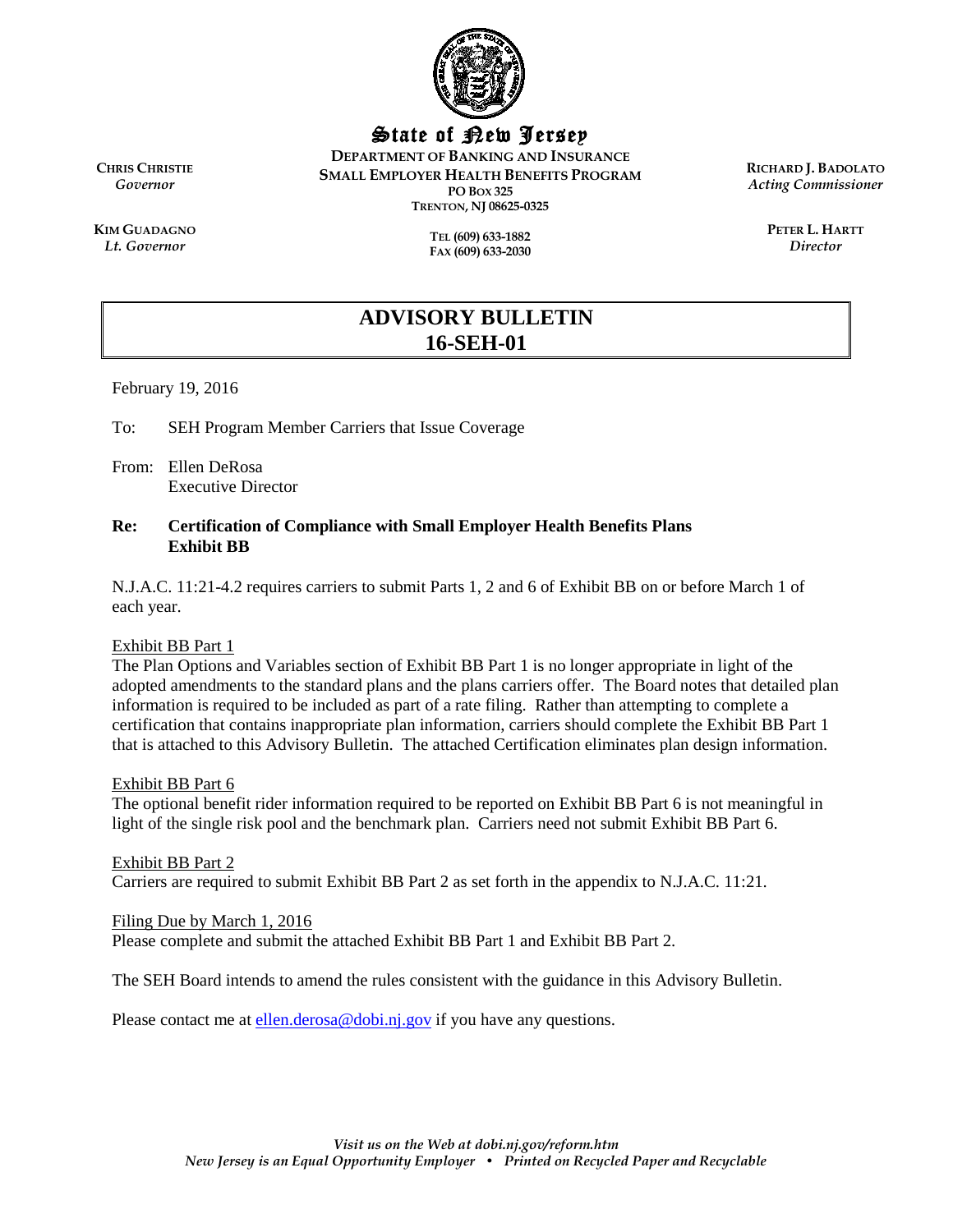# State of New Jersey

**DEPARTMENT OF BANKING AND INSURANCE**
**SMALL EMPLOYER HEALTH BENEFITS PROGRAM**
**PO BOX 325**
**TRENTON, NJ 08625-0325**

**TEL (609) 633-1882**
**FAX (609) 633-2030**

**CHRIS CHRISTIE**
*Governor*

**KIM GUADAGNO**
*Lt. Governor*

**RICHARD J. BADOLATO**
*Acting Commissioner*

**PETER L. HARTT**
*Director*

## ADVISORY BULLETIN
## 16-SEH-01

February 19, 2016

To: SEH Program Member Carriers that Issue Coverage

From: Ellen DeRosa
Executive Director

**Re: Certification of Compliance with Small Employer Health Benefits Plans Exhibit BB**

N.J.A.C. 11:21-4.2 requires carriers to submit Parts 1, 2 and 6 of Exhibit BB on or before March 1 of each year.

Exhibit BB Part 1
The Plan Options and Variables section of Exhibit BB Part 1 is no longer appropriate in light of the adopted amendments to the standard plans and the plans carriers offer. The Board notes that detailed plan information is required to be included as part of a rate filing. Rather than attempting to complete a certification that contains inappropriate plan information, carriers should complete the Exhibit BB Part 1 that is attached to this Advisory Bulletin. The attached Certification eliminates plan design information.

Exhibit BB Part 6
The optional benefit rider information required to be reported on Exhibit BB Part 6 is not meaningful in light of the single risk pool and the benchmark plan. Carriers need not submit Exhibit BB Part 6.

Exhibit BB Part 2
Carriers are required to submit Exhibit BB Part 2 as set forth in the appendix to N.J.A.C. 11:21.

Filing Due by March 1, 2016
Please complete and submit the attached Exhibit BB Part 1 and Exhibit BB Part 2.

The SEH Board intends to amend the rules consistent with the guidance in this Advisory Bulletin.

Please contact me at ellen.derosa@dobi.nj.gov if you have any questions.

*Visit us on the Web at dobi.nj.gov/reform.htm*
*New Jersey is an Equal Opportunity Employer • Printed on Recycled Paper and Recyclable*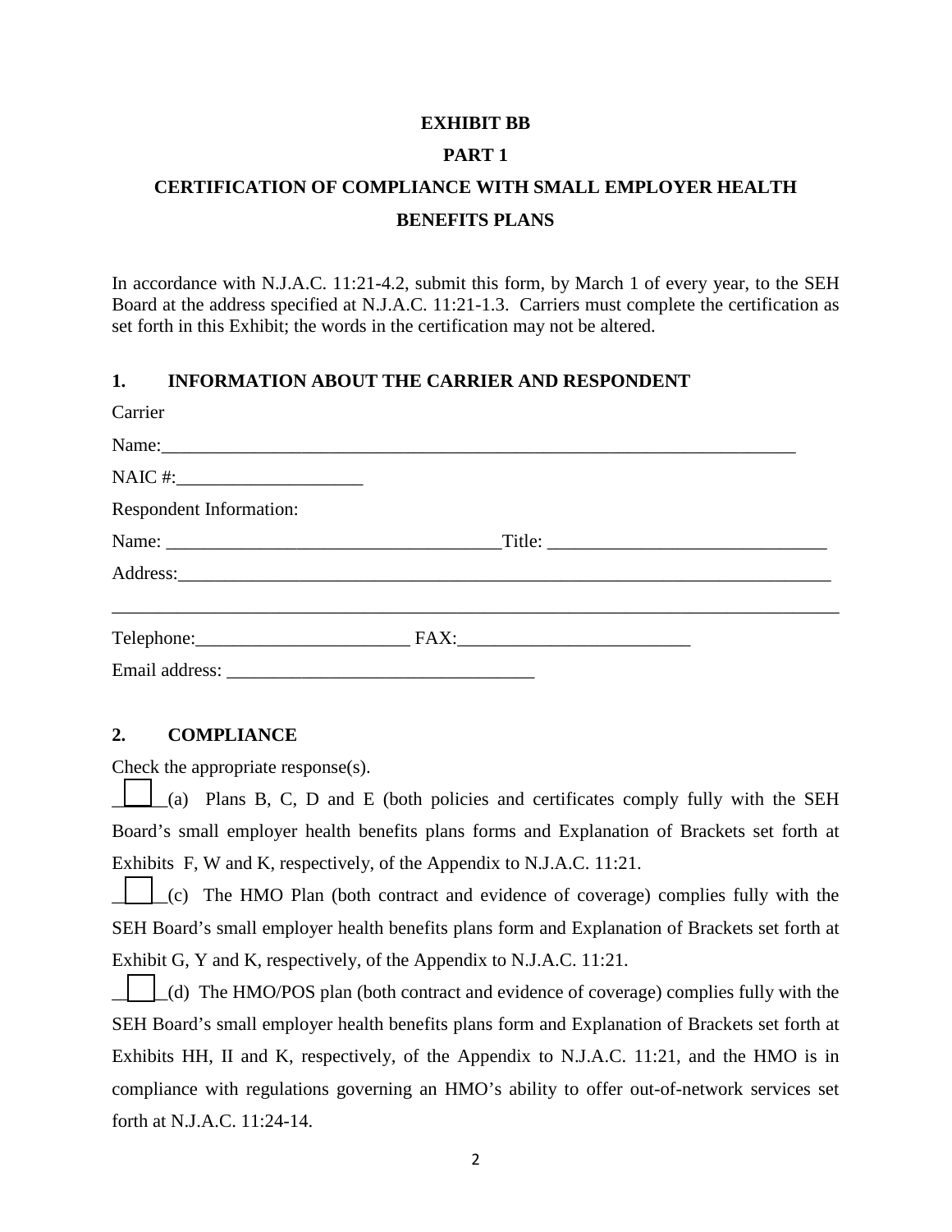**EXHIBIT BB**

**PART 1**

**CERTIFICATION OF COMPLIANCE WITH SMALL EMPLOYER HEALTH BENEFITS PLANS**

In accordance with N.J.A.C. 11:21-4.2, submit this form, by March 1 of every year, to the SEH Board at the address specified at N.J.A.C. 11:21-1.3. Carriers must complete the certification as set forth in this Exhibit; the words in the certification may not be altered.

## 1. INFORMATION ABOUT THE CARRIER AND RESPONDENT

Carrier

Name:________________________________________________________________________

NAIC #:____________________

Respondent Information:

Name: ____________________________________Title: ______________________________

Address:_______________________________________________________________________

_______________________________________________________________________________

Telephone:_______________________ FAX:_________________________

Email address: _________________________________

## 2. COMPLIANCE

Check the appropriate response(s).

☐ (a) Plans B, C, D and E (both policies and certificates comply fully with the SEH Board's small employer health benefits plans forms and Explanation of Brackets set forth at Exhibits F, W and K, respectively, of the Appendix to N.J.A.C. 11:21.

☐ (c) The HMO Plan (both contract and evidence of coverage) complies fully with the SEH Board's small employer health benefits plans form and Explanation of Brackets set forth at Exhibit G, Y and K, respectively, of the Appendix to N.J.A.C. 11:21.

☐ (d) The HMO/POS plan (both contract and evidence of coverage) complies fully with the SEH Board's small employer health benefits plans form and Explanation of Brackets set forth at Exhibits HH, II and K, respectively, of the Appendix to N.J.A.C. 11:21, and the HMO is in compliance with regulations governing an HMO's ability to offer out-of-network services set forth at N.J.A.C. 11:24-14.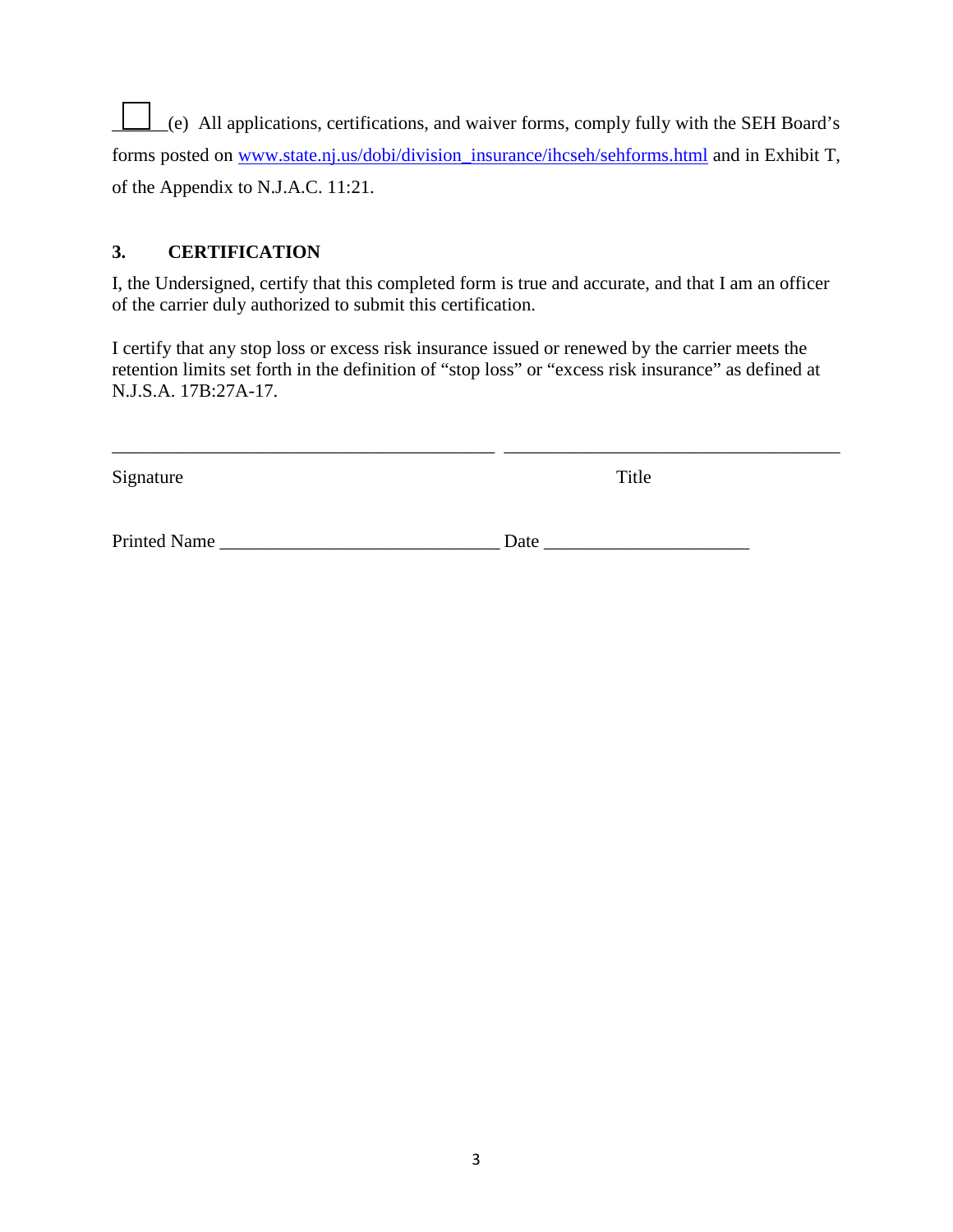☐ (e) All applications, certifications, and waiver forms, comply fully with the SEH Board's forms posted on www.state.nj.us/dobi/division_insurance/ihcseh/sehforms.html and in Exhibit T, of the Appendix to N.J.A.C. 11:21.

## 3. CERTIFICATION

I, the Undersigned, certify that this completed form is true and accurate, and that I am an officer of the carrier duly authorized to submit this certification.

I certify that any stop loss or excess risk insurance issued or renewed by the carrier meets the retention limits set forth in the definition of "stop loss" or "excess risk insurance" as defined at N.J.S.A. 17B:27A-17.

_________________________________________ ____________________________________

Signature Title

Printed Name ______________________________ Date ______________________